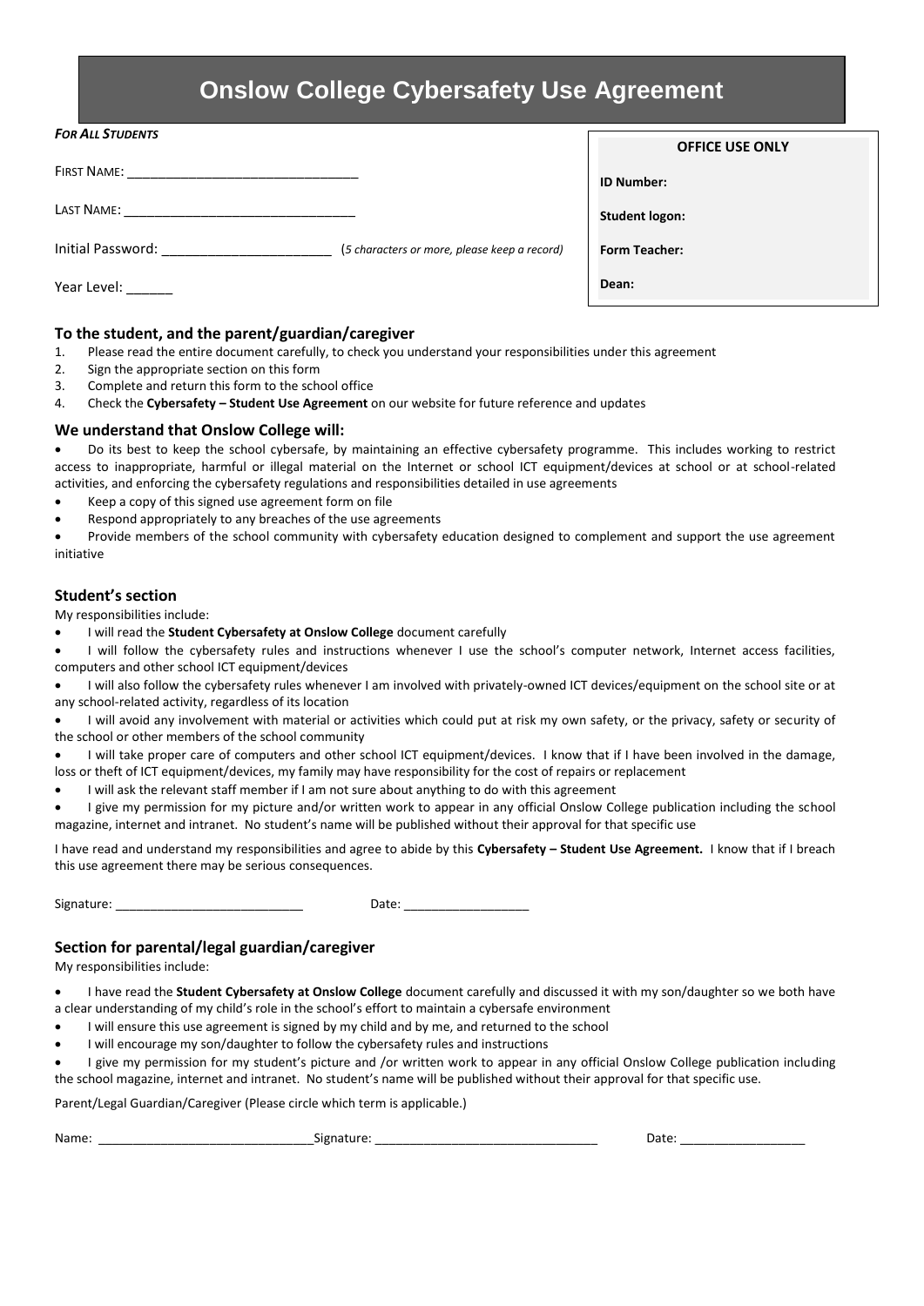# Onslow College Cybersafety Use Agreement

***For All Students***

First Name: ______________________________

Last Name: ______________________________

Initial Password: _____________________ (*5 characters or more, please keep a record*)

Year Level: ______

| OFFICE USE ONLY |
|---|
| **ID Number:** |
| **Student logon:** |
| **Form Teacher:** |
| **Dean:** |

### To the student, and the parent/guardian/caregiver

1. Please read the entire document carefully, to check you understand your responsibilities under this agreement
2. Sign the appropriate section on this form
3. Complete and return this form to the school office
4. Check the **Cybersafety – Student Use Agreement** on our website for future reference and updates

### We understand that Onslow College will:

- Do its best to keep the school cybersafe, by maintaining an effective cybersafety programme. This includes working to restrict access to inappropriate, harmful or illegal material on the Internet or school ICT equipment/devices at school or at school-related activities, and enforcing the cybersafety regulations and responsibilities detailed in use agreements
- Keep a copy of this signed use agreement form on file
- Respond appropriately to any breaches of the use agreements
- Provide members of the school community with cybersafety education designed to complement and support the use agreement initiative

### Student's section

My responsibilities include:

- I will read the **Student Cybersafety at Onslow College** document carefully
- I will follow the cybersafety rules and instructions whenever I use the school's computer network, Internet access facilities, computers and other school ICT equipment/devices
- I will also follow the cybersafety rules whenever I am involved with privately-owned ICT devices/equipment on the school site or at any school-related activity, regardless of its location
- I will avoid any involvement with material or activities which could put at risk my own safety, or the privacy, safety or security of the school or other members of the school community
- I will take proper care of computers and other school ICT equipment/devices. I know that if I have been involved in the damage, loss or theft of ICT equipment/devices, my family may have responsibility for the cost of repairs or replacement
- I will ask the relevant staff member if I am not sure about anything to do with this agreement
- I give my permission for my picture and/or written work to appear in any official Onslow College publication including the school magazine, internet and intranet. No student's name will be published without their approval for that specific use

I have read and understand my responsibilities and agree to abide by this **Cybersafety – Student Use Agreement.** I know that if I breach this use agreement there may be serious consequences.

Signature: ___________________________ Date: __________________

### Section for parental/legal guardian/caregiver

My responsibilities include:

- I have read the **Student Cybersafety at Onslow College** document carefully and discussed it with my son/daughter so we both have a clear understanding of my child's role in the school's effort to maintain a cybersafe environment
- I will ensure this use agreement is signed by my child and by me, and returned to the school
- I will encourage my son/daughter to follow the cybersafety rules and instructions
- I give my permission for my student's picture and /or written work to appear in any official Onslow College publication including the school magazine, internet and intranet. No student's name will be published without their approval for that specific use.

Parent/Legal Guardian/Caregiver (Please circle which term is applicable.)

Name: ______________________________ Signature: ________________________________ Date: __________________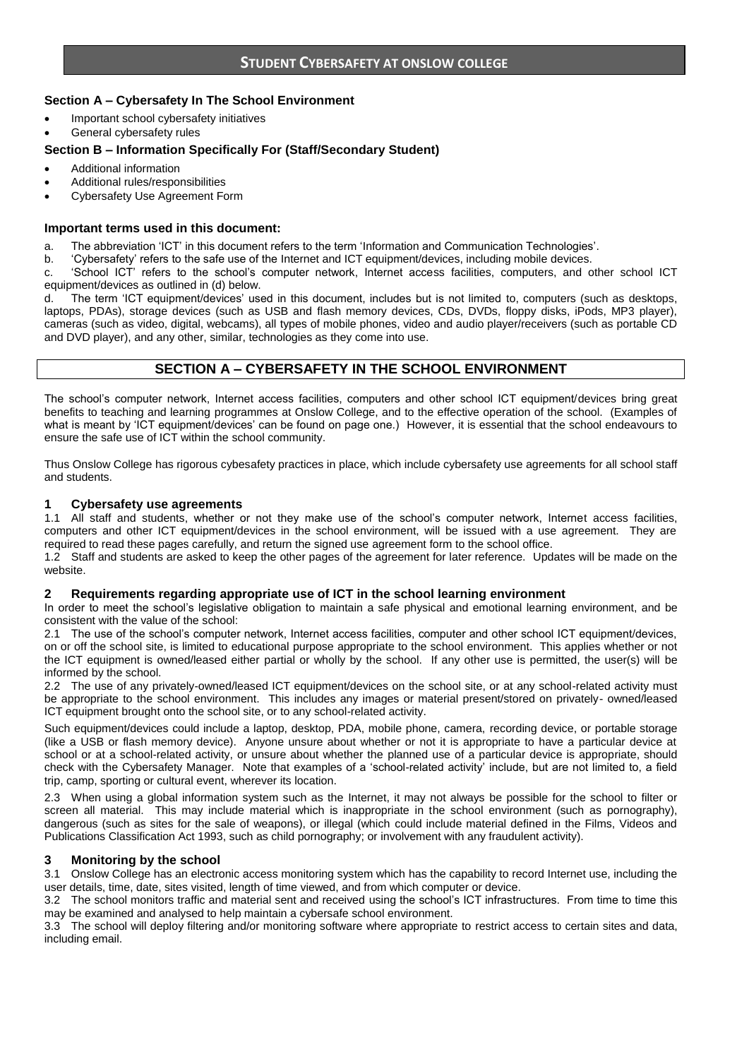# STUDENT CYBERSAFETY AT ONSLOW COLLEGE

### Section A – Cybersafety In The School Environment

- Important school cybersafety initiatives
- General cybersafety rules

### Section B – Information Specifically For (Staff/Secondary Student)

- Additional information
- Additional rules/responsibilities
- Cybersafety Use Agreement Form

### Important terms used in this document:

a. The abbreviation 'ICT' in this document refers to the term 'Information and Communication Technologies'.
b. 'Cybersafety' refers to the safe use of the Internet and ICT equipment/devices, including mobile devices.
c. 'School ICT' refers to the school's computer network, Internet access facilities, computers, and other school ICT equipment/devices as outlined in (d) below.
d. The term 'ICT equipment/devices' used in this document, includes but is not limited to, computers (such as desktops, laptops, PDAs), storage devices (such as USB and flash memory devices, CDs, DVDs, floppy disks, iPods, MP3 player), cameras (such as video, digital, webcams), all types of mobile phones, video and audio player/receivers (such as portable CD and DVD player), and any other, similar, technologies as they come into use.

## SECTION A – CYBERSAFETY IN THE SCHOOL ENVIRONMENT

The school's computer network, Internet access facilities, computers and other school ICT equipment/devices bring great benefits to teaching and learning programmes at Onslow College, and to the effective operation of the school. (Examples of what is meant by 'ICT equipment/devices' can be found on page one.) However, it is essential that the school endeavours to ensure the safe use of ICT within the school community.

Thus Onslow College has rigorous cybesafety practices in place, which include cybersafety use agreements for all school staff and students.

### 1 Cybersafety use agreements

1.1 All staff and students, whether or not they make use of the school's computer network, Internet access facilities, computers and other ICT equipment/devices in the school environment, will be issued with a use agreement. They are required to read these pages carefully, and return the signed use agreement form to the school office.

1.2 Staff and students are asked to keep the other pages of the agreement for later reference. Updates will be made on the website.

### 2 Requirements regarding appropriate use of ICT in the school learning environment

In order to meet the school's legislative obligation to maintain a safe physical and emotional learning environment, and be consistent with the value of the school:

2.1 The use of the school's computer network, Internet access facilities, computer and other school ICT equipment/devices, on or off the school site, is limited to educational purpose appropriate to the school environment. This applies whether or not the ICT equipment is owned/leased either partial or wholly by the school. If any other use is permitted, the user(s) will be informed by the school.

2.2 The use of any privately-owned/leased ICT equipment/devices on the school site, or at any school-related activity must be appropriate to the school environment. This includes any images or material present/stored on privately- owned/leased ICT equipment brought onto the school site, or to any school-related activity.

Such equipment/devices could include a laptop, desktop, PDA, mobile phone, camera, recording device, or portable storage (like a USB or flash memory device). Anyone unsure about whether or not it is appropriate to have a particular device at school or at a school-related activity, or unsure about whether the planned use of a particular device is appropriate, should check with the Cybersafety Manager. Note that examples of a 'school-related activity' include, but are not limited to, a field trip, camp, sporting or cultural event, wherever its location.

2.3 When using a global information system such as the Internet, it may not always be possible for the school to filter or screen all material. This may include material which is inappropriate in the school environment (such as pornography), dangerous (such as sites for the sale of weapons), or illegal (which could include material defined in the Films, Videos and Publications Classification Act 1993, such as child pornography; or involvement with any fraudulent activity).

### 3 Monitoring by the school

3.1 Onslow College has an electronic access monitoring system which has the capability to record Internet use, including the user details, time, date, sites visited, length of time viewed, and from which computer or device.

3.2 The school monitors traffic and material sent and received using the school's ICT infrastructures. From time to time this may be examined and analysed to help maintain a cybersafe school environment.

3.3 The school will deploy filtering and/or monitoring software where appropriate to restrict access to certain sites and data, including email.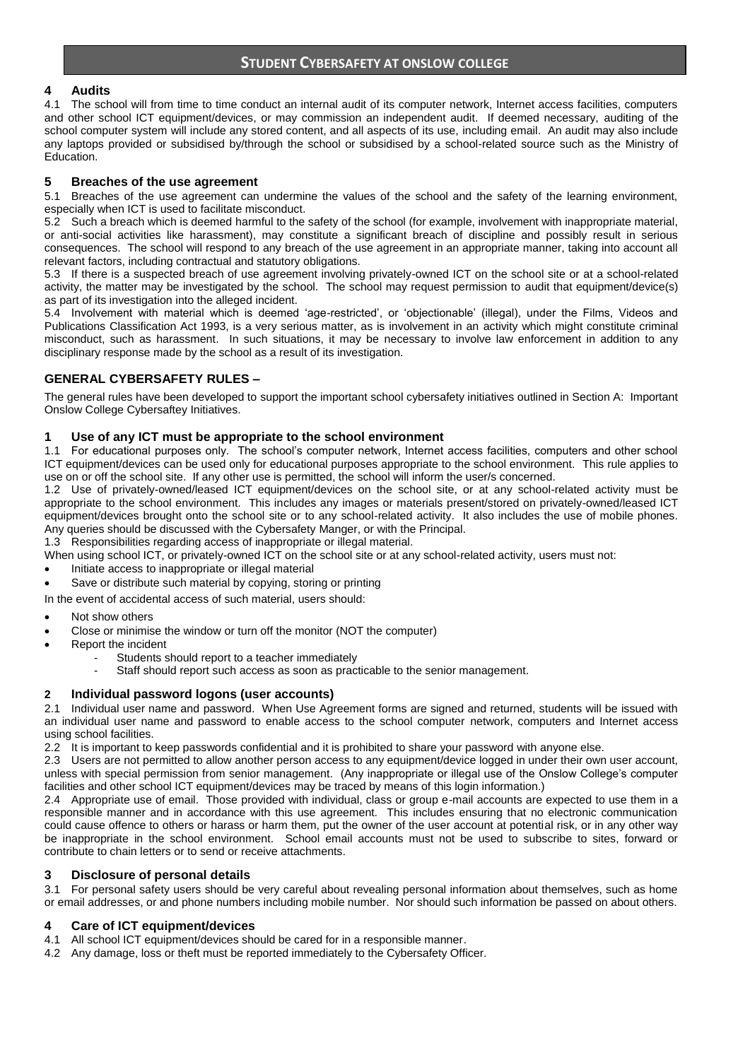# STUDENT CYBERSAFETY AT ONSLOW COLLEGE

## 4 Audits

4.1 The school will from time to time conduct an internal audit of its computer network, Internet access facilities, computers and other school ICT equipment/devices, or may commission an independent audit. If deemed necessary, auditing of the school computer system will include any stored content, and all aspects of its use, including email. An audit may also include any laptops provided or subsidised by/through the school or subsidised by a school-related source such as the Ministry of Education.

## 5 Breaches of the use agreement

5.1 Breaches of the use agreement can undermine the values of the school and the safety of the learning environment, especially when ICT is used to facilitate misconduct.

5.2 Such a breach which is deemed harmful to the safety of the school (for example, involvement with inappropriate material, or anti-social activities like harassment), may constitute a significant breach of discipline and possibly result in serious consequences. The school will respond to any breach of the use agreement in an appropriate manner, taking into account all relevant factors, including contractual and statutory obligations.

5.3 If there is a suspected breach of use agreement involving privately-owned ICT on the school site or at a school-related activity, the matter may be investigated by the school. The school may request permission to audit that equipment/device(s) as part of its investigation into the alleged incident.

5.4 Involvement with material which is deemed 'age-restricted', or 'objectionable' (illegal), under the Films, Videos and Publications Classification Act 1993, is a very serious matter, as is involvement in an activity which might constitute criminal misconduct, such as harassment. In such situations, it may be necessary to involve law enforcement in addition to any disciplinary response made by the school as a result of its investigation.

## GENERAL CYBERSAFETY RULES –

The general rules have been developed to support the important school cybersafety initiatives outlined in Section A: Important Onslow College Cybersaftey Initiatives.

## 1 Use of any ICT must be appropriate to the school environment

1.1 For educational purposes only. The school's computer network, Internet access facilities, computers and other school ICT equipment/devices can be used only for educational purposes appropriate to the school environment. This rule applies to use on or off the school site. If any other use is permitted, the school will inform the user/s concerned.

1.2 Use of privately-owned/leased ICT equipment/devices on the school site, or at any school-related activity must be appropriate to the school environment. This includes any images or materials present/stored on privately-owned/leased ICT equipment/devices brought onto the school site or to any school-related activity. It also includes the use of mobile phones. Any queries should be discussed with the Cybersafety Manger, or with the Principal.

1.3 Responsibilities regarding access of inappropriate or illegal material.

When using school ICT, or privately-owned ICT on the school site or at any school-related activity, users must not:

- Initiate access to inappropriate or illegal material
- Save or distribute such material by copying, storing or printing

In the event of accidental access of such material, users should:

- Not show others
- Close or minimise the window or turn off the monitor (NOT the computer)
- Report the incident
  - Students should report to a teacher immediately
  - Staff should report such access as soon as practicable to the senior management.

## 2 Individual password logons (user accounts)

2.1 Individual user name and password. When Use Agreement forms are signed and returned, students will be issued with an individual user name and password to enable access to the school computer network, computers and Internet access using school facilities.

2.2 It is important to keep passwords confidential and it is prohibited to share your password with anyone else.

2.3 Users are not permitted to allow another person access to any equipment/device logged in under their own user account, unless with special permission from senior management. (Any inappropriate or illegal use of the Onslow College's computer facilities and other school ICT equipment/devices may be traced by means of this login information.)

2.4 Appropriate use of email. Those provided with individual, class or group e-mail accounts are expected to use them in a responsible manner and in accordance with this use agreement. This includes ensuring that no electronic communication could cause offence to others or harass or harm them, put the owner of the user account at potential risk, or in any other way be inappropriate in the school environment. School email accounts must not be used to subscribe to sites, forward or contribute to chain letters or to send or receive attachments.

## 3 Disclosure of personal details

3.1 For personal safety users should be very careful about revealing personal information about themselves, such as home or email addresses, or and phone numbers including mobile number. Nor should such information be passed on about others.

## 4 Care of ICT equipment/devices

4.1 All school ICT equipment/devices should be cared for in a responsible manner.

4.2 Any damage, loss or theft must be reported immediately to the Cybersafety Officer.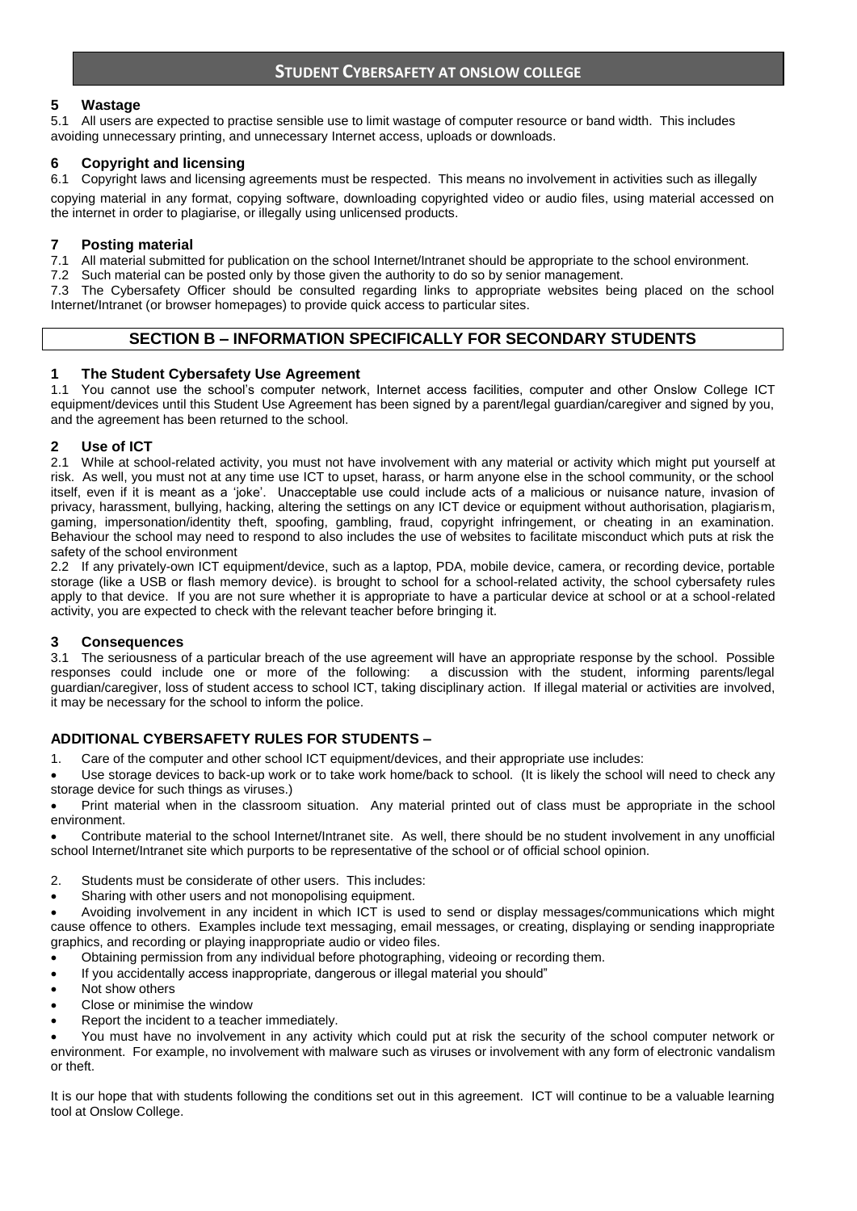## STUDENT CYBERSAFETY AT ONSLOW COLLEGE

### 5 Wastage

5.1 All users are expected to practise sensible use to limit wastage of computer resource or band width. This includes avoiding unnecessary printing, and unnecessary Internet access, uploads or downloads.

### 6 Copyright and licensing

6.1 Copyright laws and licensing agreements must be respected. This means no involvement in activities such as illegally copying material in any format, copying software, downloading copyrighted video or audio files, using material accessed on the internet in order to plagiarise, or illegally using unlicensed products.

### 7 Posting material

7.1 All material submitted for publication on the school Internet/Intranet should be appropriate to the school environment.

7.2 Such material can be posted only by those given the authority to do so by senior management.

7.3 The Cybersafety Officer should be consulted regarding links to appropriate websites being placed on the school Internet/Intranet (or browser homepages) to provide quick access to particular sites.

## SECTION B – INFORMATION SPECIFICALLY FOR SECONDARY STUDENTS

### 1 The Student Cybersafety Use Agreement

1.1 You cannot use the school's computer network, Internet access facilities, computer and other Onslow College ICT equipment/devices until this Student Use Agreement has been signed by a parent/legal guardian/caregiver and signed by you, and the agreement has been returned to the school.

### 2 Use of ICT

2.1 While at school-related activity, you must not have involvement with any material or activity which might put yourself at risk. As well, you must not at any time use ICT to upset, harass, or harm anyone else in the school community, or the school itself, even if it is meant as a 'joke'. Unacceptable use could include acts of a malicious or nuisance nature, invasion of privacy, harassment, bullying, hacking, altering the settings on any ICT device or equipment without authorisation, plagiarism, gaming, impersonation/identity theft, spoofing, gambling, fraud, copyright infringement, or cheating in an examination. Behaviour the school may need to respond to also includes the use of websites to facilitate misconduct which puts at risk the safety of the school environment

2.2 If any privately-own ICT equipment/device, such as a laptop, PDA, mobile device, camera, or recording device, portable storage (like a USB or flash memory device). is brought to school for a school-related activity, the school cybersafety rules apply to that device. If you are not sure whether it is appropriate to have a particular device at school or at a school-related activity, you are expected to check with the relevant teacher before bringing it.

### 3 Consequences

3.1 The seriousness of a particular breach of the use agreement will have an appropriate response by the school. Possible responses could include one or more of the following: a discussion with the student, informing parents/legal guardian/caregiver, loss of student access to school ICT, taking disciplinary action. If illegal material or activities are involved, it may be necessary for the school to inform the police.

### ADDITIONAL CYBERSAFETY RULES FOR STUDENTS –

1. Care of the computer and other school ICT equipment/devices, and their appropriate use includes:

- Use storage devices to back-up work or to take work home/back to school. (It is likely the school will need to check any storage device for such things as viruses.)
- Print material when in the classroom situation. Any material printed out of class must be appropriate in the school environment.
- Contribute material to the school Internet/Intranet site. As well, there should be no student involvement in any unofficial school Internet/Intranet site which purports to be representative of the school or of official school opinion.

2. Students must be considerate of other users. This includes:

- Sharing with other users and not monopolising equipment.
- Avoiding involvement in any incident in which ICT is used to send or display messages/communications which might cause offence to others. Examples include text messaging, email messages, or creating, displaying or sending inappropriate graphics, and recording or playing inappropriate audio or video files.
- Obtaining permission from any individual before photographing, videoing or recording them.
- If you accidentally access inappropriate, dangerous or illegal material you should"
- Not show others
- Close or minimise the window
- Report the incident to a teacher immediately.
- You must have no involvement in any activity which could put at risk the security of the school computer network or environment. For example, no involvement with malware such as viruses or involvement with any form of electronic vandalism or theft.

It is our hope that with students following the conditions set out in this agreement. ICT will continue to be a valuable learning tool at Onslow College.